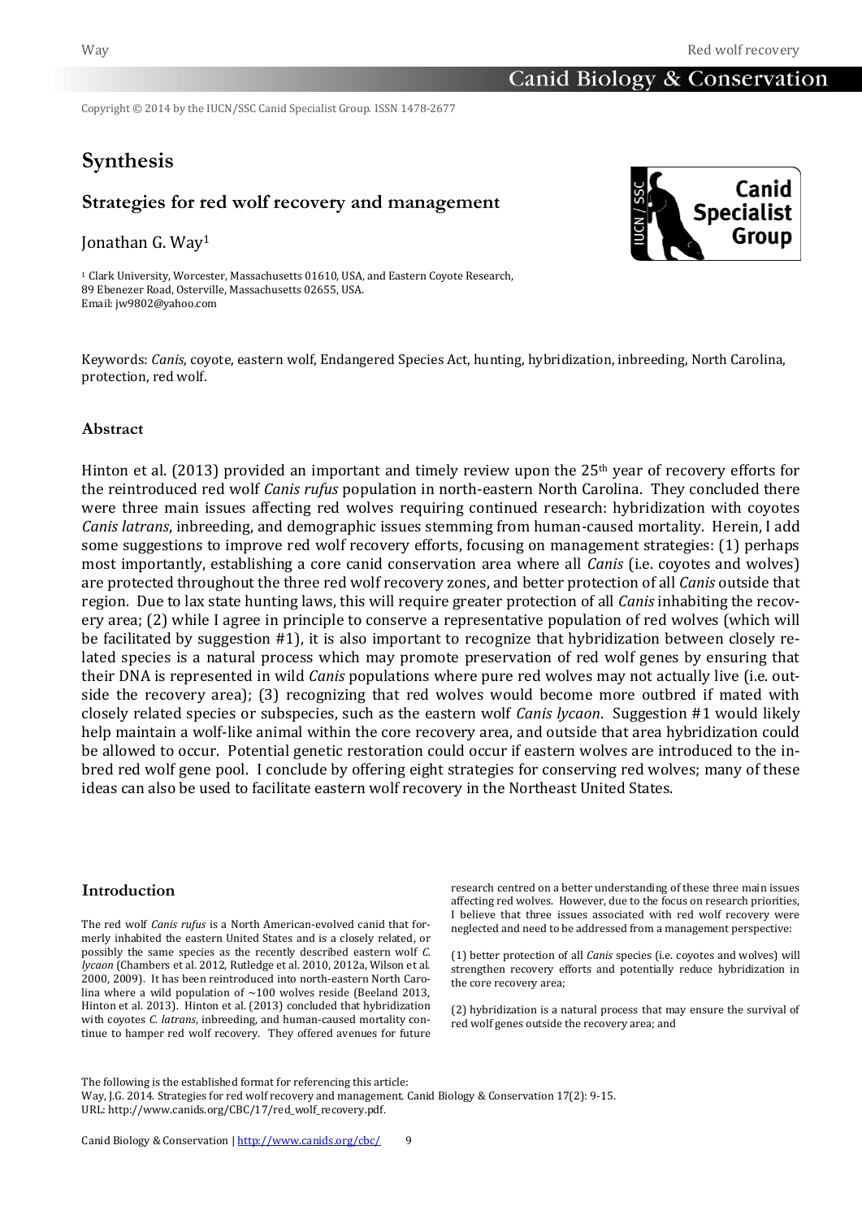Copyright © 2014 by the IUCN/SSC Canid Specialist Group. ISSN 1478-2677

# Synthesis

## Strategies for red wolf recovery and management

Jonathan G. Way[1]

[1] Clark University, Worcester, Massachusetts 01610, USA, and Eastern Coyote Research, 89 Ebenezer Road, Osterville, Massachusetts 02655, USA.
Email: jw9802@yahoo.com

Keywords: *Canis*, coyote, eastern wolf, Endangered Species Act, hunting, hybridization, inbreeding, North Carolina, protection, red wolf.

### Abstract

Hinton et al. (2013) provided an important and timely review upon the 25th year of recovery efforts for the reintroduced red wolf *Canis rufus* population in north-eastern North Carolina. They concluded there were three main issues affecting red wolves requiring continued research: hybridization with coyotes *Canis latrans*, inbreeding, and demographic issues stemming from human-caused mortality. Herein, I add some suggestions to improve red wolf recovery efforts, focusing on management strategies: (1) perhaps most importantly, establishing a core canid conservation area where all *Canis* (i.e. coyotes and wolves) are protected throughout the three red wolf recovery zones, and better protection of all *Canis* outside that region. Due to lax state hunting laws, this will require greater protection of all *Canis* inhabiting the recovery area; (2) while I agree in principle to conserve a representative population of red wolves (which will be facilitated by suggestion #1), it is also important to recognize that hybridization between closely related species is a natural process which may promote preservation of red wolf genes by ensuring that their DNA is represented in wild *Canis* populations where pure red wolves may not actually live (i.e. outside the recovery area); (3) recognizing that red wolves would become more outbred if mated with closely related species or subspecies, such as the eastern wolf *Canis lycaon*. Suggestion #1 would likely help maintain a wolf-like animal within the core recovery area, and outside that area hybridization could be allowed to occur. Potential genetic restoration could occur if eastern wolves are introduced to the inbred red wolf gene pool. I conclude by offering eight strategies for conserving red wolves; many of these ideas can also be used to facilitate eastern wolf recovery in the Northeast United States.

### Introduction

The red wolf *Canis rufus* is a North American-evolved canid that formerly inhabited the eastern United States and is a closely related, or possibly the same species as the recently described eastern wolf *C. lycaon* (Chambers et al. 2012, Rutledge et al. 2010, 2012a, Wilson et al. 2000, 2009). It has been reintroduced into north-eastern North Carolina where a wild population of ~100 wolves reside (Beeland 2013, Hinton et al. 2013). Hinton et al. (2013) concluded that hybridization with coyotes *C. latrans*, inbreeding, and human-caused mortality continue to hamper red wolf recovery. They offered avenues for future research centred on a better understanding of these three main issues affecting red wolves. However, due to the focus on research priorities, I believe that three issues associated with red wolf recovery were neglected and need to be addressed from a management perspective:

(1) better protection of all *Canis* species (i.e. coyotes and wolves) will strengthen recovery efforts and potentially reduce hybridization in the core recovery area;

(2) hybridization is a natural process that may ensure the survival of red wolf genes outside the recovery area; and

The following is the established format for referencing this article:
Way, J.G. 2014. Strategies for red wolf recovery and management. Canid Biology & Conservation 17(2): 9-15.
URL: http://www.canids.org/CBC/17/red_wolf_recovery.pdf.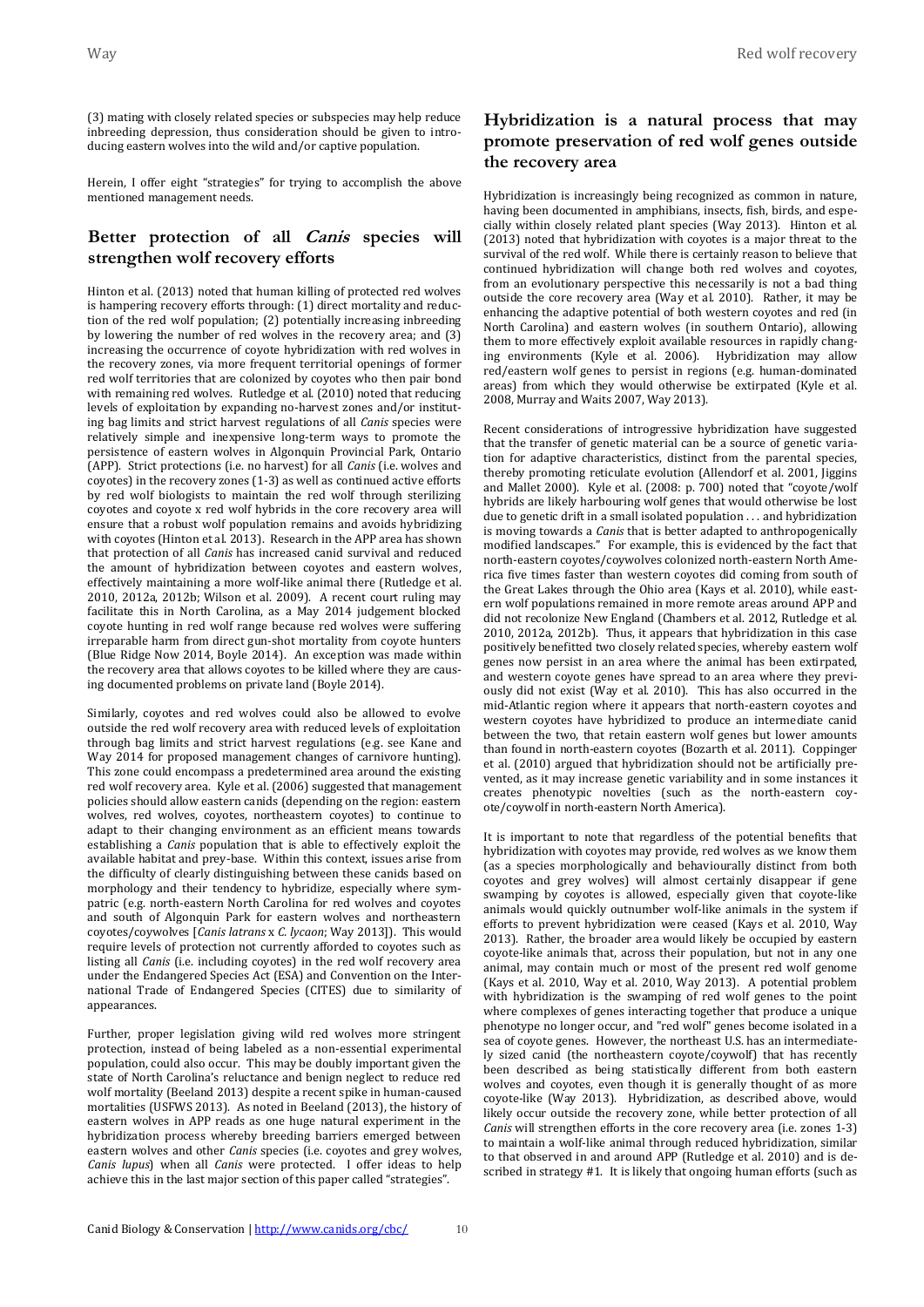(3) mating with closely related species or subspecies may help reduce inbreeding depression, thus consideration should be given to introducing eastern wolves into the wild and/or captive population.

Herein, I offer eight "strategies" for trying to accomplish the above mentioned management needs.

## Better protection of all *Canis* species will strengthen wolf recovery efforts

Hinton et al. (2013) noted that human killing of protected red wolves is hampering recovery efforts through: (1) direct mortality and reduction of the red wolf population; (2) potentially increasing inbreeding by lowering the number of red wolves in the recovery area; and (3) increasing the occurrence of coyote hybridization with red wolves in the recovery zones, via more frequent territorial openings of former red wolf territories that are colonized by coyotes who then pair bond with remaining red wolves. Rutledge et al. (2010) noted that reducing levels of exploitation by expanding no-harvest zones and/or instituting bag limits and strict harvest regulations of all *Canis* species were relatively simple and inexpensive long-term ways to promote the persistence of eastern wolves in Algonquin Provincial Park, Ontario (APP). Strict protections (i.e. no harvest) for all *Canis* (i.e. wolves and coyotes) in the recovery zones (1-3) as well as continued active efforts by red wolf biologists to maintain the red wolf through sterilizing coyotes and coyote x red wolf hybrids in the core recovery area will ensure that a robust wolf population remains and avoids hybridizing with coyotes (Hinton et al. 2013). Research in the APP area has shown that protection of all *Canis* has increased canid survival and reduced the amount of hybridization between coyotes and eastern wolves, effectively maintaining a more wolf-like animal there (Rutledge et al. 2010, 2012a, 2012b; Wilson et al. 2009). A recent court ruling may facilitate this in North Carolina, as a May 2014 judgement blocked coyote hunting in red wolf range because red wolves were suffering irreparable harm from direct gun-shot mortality from coyote hunters (Blue Ridge Now 2014, Boyle 2014). An exception was made within the recovery area that allows coyotes to be killed where they are causing documented problems on private land (Boyle 2014).

Similarly, coyotes and red wolves could also be allowed to evolve outside the red wolf recovery area with reduced levels of exploitation through bag limits and strict harvest regulations (e.g. see Kane and Way 2014 for proposed management changes of carnivore hunting). This zone could encompass a predetermined area around the existing red wolf recovery area. Kyle et al. (2006) suggested that management policies should allow eastern canids (depending on the region: eastern wolves, red wolves, coyotes, northeastern coyotes) to continue to adapt to their changing environment as an efficient means towards establishing a *Canis* population that is able to effectively exploit the available habitat and prey-base. Within this context, issues arise from the difficulty of clearly distinguishing between these canids based on morphology and their tendency to hybridize, especially where sympatric (e.g. north-eastern North Carolina for red wolves and coyotes and south of Algonquin Park for eastern wolves and northeastern coyotes/coywolves [*Canis latrans* x *C. lycaon*; Way 2013]). This would require levels of protection not currently afforded to coyotes such as listing all *Canis* (i.e. including coyotes) in the red wolf recovery area under the Endangered Species Act (ESA) and Convention on the International Trade of Endangered Species (CITES) due to similarity of appearances.

Further, proper legislation giving wild red wolves more stringent protection, instead of being labeled as a non-essential experimental population, could also occur. This may be doubly important given the state of North Carolina's reluctance and benign neglect to reduce red wolf mortality (Beeland 2013) despite a recent spike in human-caused mortalities (USFWS 2013). As noted in Beeland (2013), the history of eastern wolves in APP reads as one huge natural experiment in the hybridization process whereby breeding barriers emerged between eastern wolves and other *Canis* species (i.e. coyotes and grey wolves, *Canis lupus*) when all *Canis* were protected. I offer ideas to help achieve this in the last major section of this paper called "strategies".

## Hybridization is a natural process that may promote preservation of red wolf genes outside the recovery area

Hybridization is increasingly being recognized as common in nature, having been documented in amphibians, insects, fish, birds, and especially within closely related plant species (Way 2013). Hinton et al. (2013) noted that hybridization with coyotes is a major threat to the survival of the red wolf. While there is certainly reason to believe that continued hybridization will change both red wolves and coyotes, from an evolutionary perspective this necessarily is not a bad thing outside the core recovery area (Way et al. 2010). Rather, it may be enhancing the adaptive potential of both western coyotes and red (in North Carolina) and eastern wolves (in southern Ontario), allowing them to more effectively exploit available resources in rapidly changing environments (Kyle et al. 2006). Hybridization may allow red/eastern wolf genes to persist in regions (e.g. human-dominated areas) from which they would otherwise be extirpated (Kyle et al. 2008, Murray and Waits 2007, Way 2013).

Recent considerations of introgressive hybridization have suggested that the transfer of genetic material can be a source of genetic variation for adaptive characteristics, distinct from the parental species, thereby promoting reticulate evolution (Allendorf et al. 2001, Jiggins and Mallet 2000). Kyle et al. (2008: p. 700) noted that "coyote/wolf hybrids are likely harbouring wolf genes that would otherwise be lost due to genetic drift in a small isolated population . . . and hybridization is moving towards a *Canis* that is better adapted to anthropogenically modified landscapes." For example, this is evidenced by the fact that north-eastern coyotes/coywolves colonized north-eastern North America five times faster than western coyotes did coming from south of the Great Lakes through the Ohio area (Kays et al. 2010), while eastern wolf populations remained in more remote areas around APP and did not recolonize New England (Chambers et al. 2012, Rutledge et al. 2010, 2012a, 2012b). Thus, it appears that hybridization in this case positively benefitted two closely related species, whereby eastern wolf genes now persist in an area where the animal has been extirpated, and western coyote genes have spread to an area where they previously did not exist (Way et al. 2010). This has also occurred in the mid-Atlantic region where it appears that north-eastern coyotes and western coyotes have hybridized to produce an intermediate canid between the two, that retain eastern wolf genes but lower amounts than found in north-eastern coyotes (Bozarth et al. 2011). Coppinger et al. (2010) argued that hybridization should not be artificially prevented, as it may increase genetic variability and in some instances it creates phenotypic novelties (such as the north-eastern coyote/coywolf in north-eastern North America).

It is important to note that regardless of the potential benefits that hybridization with coyotes may provide, red wolves as we know them (as a species morphologically and behaviourally distinct from both coyotes and grey wolves) will almost certainly disappear if gene swamping by coyotes is allowed, especially given that coyote-like animals would quickly outnumber wolf-like animals in the system if efforts to prevent hybridization were ceased (Kays et al. 2010, Way 2013). Rather, the broader area would likely be occupied by eastern coyote-like animals that, across their population, but not in any one animal, may contain much or most of the present red wolf genome (Kays et al. 2010, Way et al. 2010, Way 2013). A potential problem with hybridization is the swamping of red wolf genes to the point where complexes of genes interacting together that produce a unique phenotype no longer occur, and "red wolf" genes become isolated in a sea of coyote genes. However, the northeast U.S. has an intermediately sized canid (the northeastern coyote/coywolf) that has recently been described as being statistically different from both eastern wolves and coyotes, even though it is generally thought of as more coyote-like (Way 2013). Hybridization, as described above, would likely occur outside the recovery zone, while better protection of all *Canis* will strengthen efforts in the core recovery area (i.e. zones 1-3) to maintain a wolf-like animal through reduced hybridization, similar to that observed in and around APP (Rutledge et al. 2010) and is described in strategy #1. It is likely that ongoing human efforts (such as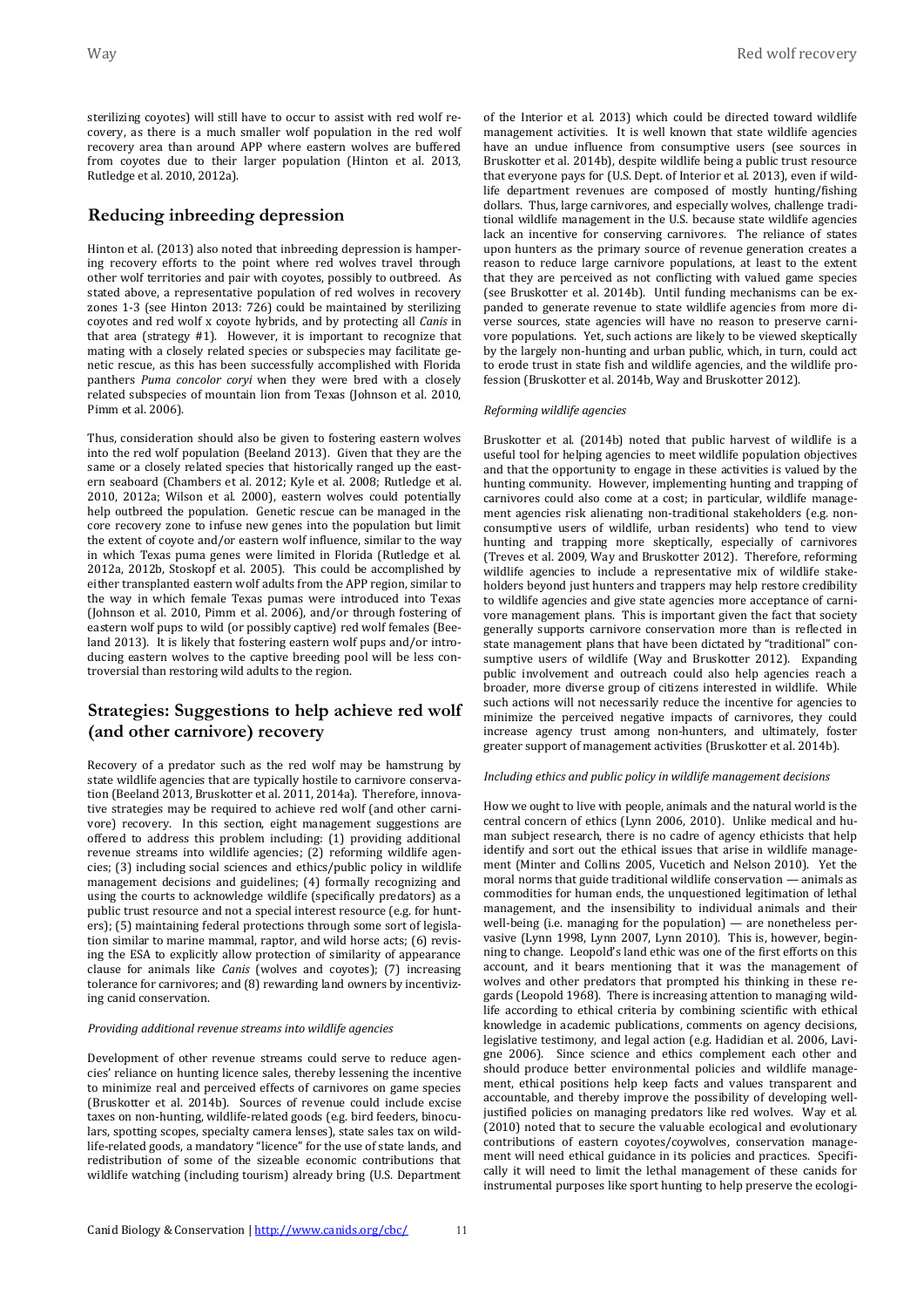sterilizing coyotes) will still have to occur to assist with red wolf recovery, as there is a much smaller wolf population in the red wolf recovery area than around APP where eastern wolves are buffered from coyotes due to their larger population (Hinton et al. 2013, Rutledge et al. 2010, 2012a).

## Reducing inbreeding depression

Hinton et al. (2013) also noted that inbreeding depression is hampering recovery efforts to the point where red wolves travel through other wolf territories and pair with coyotes, possibly to outbreed. As stated above, a representative population of red wolves in recovery zones 1-3 (see Hinton 2013: 726) could be maintained by sterilizing coyotes and red wolf x coyote hybrids, and by protecting all *Canis* in that area (strategy #1). However, it is important to recognize that mating with a closely related species or subspecies may facilitate genetic rescue, as this has been successfully accomplished with Florida panthers *Puma concolor coryi* when they were bred with a closely related subspecies of mountain lion from Texas (Johnson et al. 2010, Pimm et al. 2006).

Thus, consideration should also be given to fostering eastern wolves into the red wolf population (Beeland 2013). Given that they are the same or a closely related species that historically ranged up the eastern seaboard (Chambers et al. 2012; Kyle et al. 2008; Rutledge et al. 2010, 2012a; Wilson et al. 2000), eastern wolves could potentially help outbreed the population. Genetic rescue can be managed in the core recovery zone to infuse new genes into the population but limit the extent of coyote and/or eastern wolf influence, similar to the way in which Texas puma genes were limited in Florida (Rutledge et al. 2012a, 2012b, Stoskopf et al. 2005). This could be accomplished by either transplanted eastern wolf adults from the APP region, similar to the way in which female Texas pumas were introduced into Texas (Johnson et al. 2010, Pimm et al. 2006), and/or through fostering of eastern wolf pups to wild (or possibly captive) red wolf females (Beeland 2013). It is likely that fostering eastern wolf pups and/or introducing eastern wolves to the captive breeding pool will be less controversial than restoring wild adults to the region.

## Strategies: Suggestions to help achieve red wolf (and other carnivore) recovery

Recovery of a predator such as the red wolf may be hamstrung by state wildlife agencies that are typically hostile to carnivore conservation (Beeland 2013, Bruskotter et al. 2011, 2014a). Therefore, innovative strategies may be required to achieve red wolf (and other carnivore) recovery. In this section, eight management suggestions are offered to address this problem including: (1) providing additional revenue streams into wildlife agencies; (2) reforming wildlife agencies; (3) including social sciences and ethics/public policy in wildlife management decisions and guidelines; (4) formally recognizing and using the courts to acknowledge wildlife (specifically predators) as a public trust resource and not a special interest resource (e.g. for hunters); (5) maintaining federal protections through some sort of legislation similar to marine mammal, raptor, and wild horse acts; (6) revising the ESA to explicitly allow protection of similarity of appearance clause for animals like *Canis* (wolves and coyotes); (7) increasing tolerance for carnivores; and (8) rewarding land owners by incentivizing canid conservation.

### *Providing additional revenue streams into wildlife agencies*

Development of other revenue streams could serve to reduce agencies' reliance on hunting licence sales, thereby lessening the incentive to minimize real and perceived effects of carnivores on game species (Bruskotter et al. 2014b). Sources of revenue could include excise taxes on non-hunting, wildlife-related goods (e.g. bird feeders, binoculars, spotting scopes, specialty camera lenses), state sales tax on wildlife-related goods, a mandatory "licence" for the use of state lands, and redistribution of some of the sizeable economic contributions that wildlife watching (including tourism) already bring (U.S. Department of the Interior et al. 2013) which could be directed toward wildlife management activities. It is well known that state wildlife agencies have an undue influence from consumptive users (see sources in Bruskotter et al. 2014b), despite wildlife being a public trust resource that everyone pays for (U.S. Dept. of Interior et al. 2013), even if wildlife department revenues are composed of mostly hunting/fishing dollars. Thus, large carnivores, and especially wolves, challenge traditional wildlife management in the U.S. because state wildlife agencies lack an incentive for conserving carnivores. The reliance of states upon hunters as the primary source of revenue generation creates a reason to reduce large carnivore populations, at least to the extent that they are perceived as not conflicting with valued game species (see Bruskotter et al. 2014b). Until funding mechanisms can be expanded to generate revenue to state wildlife agencies from more diverse sources, state agencies will have no reason to preserve carnivore populations. Yet, such actions are likely to be viewed skeptically by the largely non-hunting and urban public, which, in turn, could act to erode trust in state fish and wildlife agencies, and the wildlife profession (Bruskotter et al. 2014b, Way and Bruskotter 2012).

### *Reforming wildlife agencies*

Bruskotter et al. (2014b) noted that public harvest of wildlife is a useful tool for helping agencies to meet wildlife population objectives and that the opportunity to engage in these activities is valued by the hunting community. However, implementing hunting and trapping of carnivores could also come at a cost; in particular, wildlife management agencies risk alienating non-traditional stakeholders (e.g. non-consumptive users of wildlife, urban residents) who tend to view hunting and trapping more skeptically, especially of carnivores (Treves et al. 2009, Way and Bruskotter 2012). Therefore, reforming wildlife agencies to include a representative mix of wildlife stakeholders beyond just hunters and trappers may help restore credibility to wildlife agencies and give state agencies more acceptance of carnivore management plans. This is important given the fact that society generally supports carnivore conservation more than is reflected in state management plans that have been dictated by "traditional" consumptive users of wildlife (Way and Bruskotter 2012). Expanding public involvement and outreach could also help agencies reach a broader, more diverse group of citizens interested in wildlife. While such actions will not necessarily reduce the incentive for agencies to minimize the perceived negative impacts of carnivores, they could increase agency trust among non-hunters, and ultimately, foster greater support of management activities (Bruskotter et al. 2014b).

### *Including ethics and public policy in wildlife management decisions*

How we ought to live with people, animals and the natural world is the central concern of ethics (Lynn 2006, 2010). Unlike medical and human subject research, there is no cadre of agency ethicists that help identify and sort out the ethical issues that arise in wildlife management (Minter and Collins 2005, Vucetich and Nelson 2010). Yet the moral norms that guide traditional wildlife conservation — animals as commodities for human ends, the unquestioned legitimation of lethal management, and the insensibility to individual animals and their well-being (i.e. managing for the population) — are nonetheless pervasive (Lynn 1998, Lynn 2007, Lynn 2010). This is, however, beginning to change. Leopold's land ethic was one of the first efforts on this account, and it bears mentioning that it was the management of wolves and other predators that prompted his thinking in these regards (Leopold 1968). There is increasing attention to managing wildlife according to ethical criteria by combining scientific with ethical knowledge in academic publications, comments on agency decisions, legislative testimony, and legal action (e.g. Hadidian et al. 2006, Lavigne 2006). Since science and ethics complement each other and should produce better environmental policies and wildlife management, ethical positions help keep facts and values transparent and accountable, and thereby improve the possibility of developing well-justified policies on managing predators like red wolves. Way et al. (2010) noted that to secure the valuable ecological and evolutionary contributions of eastern coyotes/coywolves, conservation management will need ethical guidance in its policies and practices. Specifically it will need to limit the lethal management of these canids for instrumental purposes like sport hunting to help preserve the ecologi-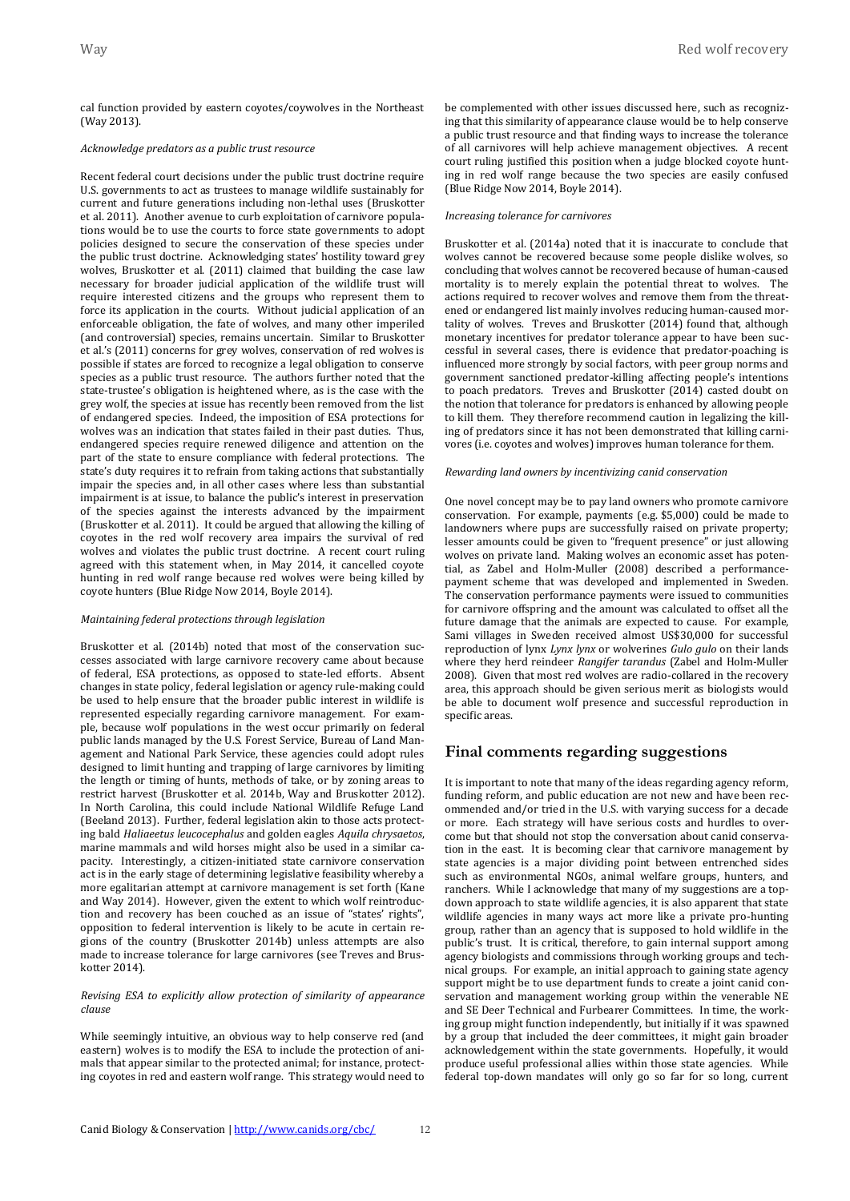cal function provided by eastern coyotes/coywolves in the Northeast (Way 2013).

*Acknowledge predators as a public trust resource*

Recent federal court decisions under the public trust doctrine require U.S. governments to act as trustees to manage wildlife sustainably for current and future generations including non-lethal uses (Bruskotter et al. 2011). Another avenue to curb exploitation of carnivore populations would be to use the courts to force state governments to adopt policies designed to secure the conservation of these species under the public trust doctrine. Acknowledging states' hostility toward grey wolves, Bruskotter et al. (2011) claimed that building the case law necessary for broader judicial application of the wildlife trust will require interested citizens and the groups who represent them to force its application in the courts. Without judicial application of an enforceable obligation, the fate of wolves, and many other imperiled (and controversial) species, remains uncertain. Similar to Bruskotter et al.'s (2011) concerns for grey wolves, conservation of red wolves is possible if states are forced to recognize a legal obligation to conserve species as a public trust resource. The authors further noted that the state-trustee's obligation is heightened where, as is the case with the grey wolf, the species at issue has recently been removed from the list of endangered species. Indeed, the imposition of ESA protections for wolves was an indication that states failed in their past duties. Thus, endangered species require renewed diligence and attention on the part of the state to ensure compliance with federal protections. The state's duty requires it to refrain from taking actions that substantially impair the species and, in all other cases where less than substantial impairment is at issue, to balance the public's interest in preservation of the species against the interests advanced by the impairment (Bruskotter et al. 2011). It could be argued that allowing the killing of coyotes in the red wolf recovery area impairs the survival of red wolves and violates the public trust doctrine. A recent court ruling agreed with this statement when, in May 2014, it cancelled coyote hunting in red wolf range because red wolves were being killed by coyote hunters (Blue Ridge Now 2014, Boyle 2014).

*Maintaining federal protections through legislation*

Bruskotter et al. (2014b) noted that most of the conservation successes associated with large carnivore recovery came about because of federal, ESA protections, as opposed to state-led efforts. Absent changes in state policy, federal legislation or agency rule-making could be used to help ensure that the broader public interest in wildlife is represented especially regarding carnivore management. For example, because wolf populations in the west occur primarily on federal public lands managed by the U.S. Forest Service, Bureau of Land Management and National Park Service, these agencies could adopt rules designed to limit hunting and trapping of large carnivores by limiting the length or timing of hunts, methods of take, or by zoning areas to restrict harvest (Bruskotter et al. 2014b, Way and Bruskotter 2012). In North Carolina, this could include National Wildlife Refuge Land (Beeland 2013). Further, federal legislation akin to those acts protecting bald *Haliaeetus leucocephalus* and golden eagles *Aquila chrysaetos*, marine mammals and wild horses might also be used in a similar capacity. Interestingly, a citizen-initiated state carnivore conservation act is in the early stage of determining legislative feasibility whereby a more egalitarian attempt at carnivore management is set forth (Kane and Way 2014). However, given the extent to which wolf reintroduction and recovery has been couched as an issue of "states' rights", opposition to federal intervention is likely to be acute in certain regions of the country (Bruskotter 2014b) unless attempts are also made to increase tolerance for large carnivores (see Treves and Bruskotter 2014).

*Revising ESA to explicitly allow protection of similarity of appearance clause*

While seemingly intuitive, an obvious way to help conserve red (and eastern) wolves is to modify the ESA to include the protection of animals that appear similar to the protected animal; for instance, protecting coyotes in red and eastern wolf range. This strategy would need to be complemented with other issues discussed here, such as recognizing that this similarity of appearance clause would be to help conserve a public trust resource and that finding ways to increase the tolerance of all carnivores will help achieve management objectives. A recent court ruling justified this position when a judge blocked coyote hunting in red wolf range because the two species are easily confused (Blue Ridge Now 2014, Boyle 2014).

*Increasing tolerance for carnivores*

Bruskotter et al. (2014a) noted that it is inaccurate to conclude that wolves cannot be recovered because some people dislike wolves, so concluding that wolves cannot be recovered because of human-caused mortality is to merely explain the potential threat to wolves. The actions required to recover wolves and remove them from the threatened or endangered list mainly involves reducing human-caused mortality of wolves. Treves and Bruskotter (2014) found that, although monetary incentives for predator tolerance appear to have been successful in several cases, there is evidence that predator-poaching is influenced more strongly by social factors, with peer group norms and government sanctioned predator-killing affecting people's intentions to poach predators. Treves and Bruskotter (2014) casted doubt on the notion that tolerance for predators is enhanced by allowing people to kill them. They therefore recommend caution in legalizing the killing of predators since it has not been demonstrated that killing carnivores (i.e. coyotes and wolves) improves human tolerance for them.

*Rewarding land owners by incentivizing canid conservation*

One novel concept may be to pay land owners who promote carnivore conservation. For example, payments (e.g. $5,000) could be made to landowners where pups are successfully raised on private property; lesser amounts could be given to "frequent presence" or just allowing wolves on private land. Making wolves an economic asset has potential, as Zabel and Holm-Muller (2008) described a performance-payment scheme that was developed and implemented in Sweden. The conservation performance payments were issued to communities for carnivore offspring and the amount was calculated to offset all the future damage that the animals are expected to cause. For example, Sami villages in Sweden received almost US$30,000 for successful reproduction of lynx *Lynx lynx* or wolverines *Gulo gulo* on their lands where they herd reindeer *Rangifer tarandus* (Zabel and Holm-Muller 2008). Given that most red wolves are radio-collared in the recovery area, this approach should be given serious merit as biologists would be able to document wolf presence and successful reproduction in specific areas.

## Final comments regarding suggestions

It is important to note that many of the ideas regarding agency reform, funding reform, and public education are not new and have been recommended and/or tried in the U.S. with varying success for a decade or more. Each strategy will have serious costs and hurdles to overcome but that should not stop the conversation about canid conservation in the east. It is becoming clear that carnivore management by state agencies is a major dividing point between entrenched sides such as environmental NGOs, animal welfare groups, hunters, and ranchers. While I acknowledge that many of my suggestions are a top-down approach to state wildlife agencies, it is also apparent that state wildlife agencies in many ways act more like a private pro-hunting group, rather than an agency that is supposed to hold wildlife in the public's trust. It is critical, therefore, to gain internal support among agency biologists and commissions through working groups and technical groups. For example, an initial approach to gaining state agency support might be to use department funds to create a joint canid conservation and management working group within the venerable NE and SE Deer Technical and Furbearer Committees. In time, the working group might function independently, but initially if it was spawned by a group that included the deer committees, it might gain broader acknowledgement within the state governments. Hopefully, it would produce useful professional allies within those state agencies. While federal top-down mandates will only go so far for so long, current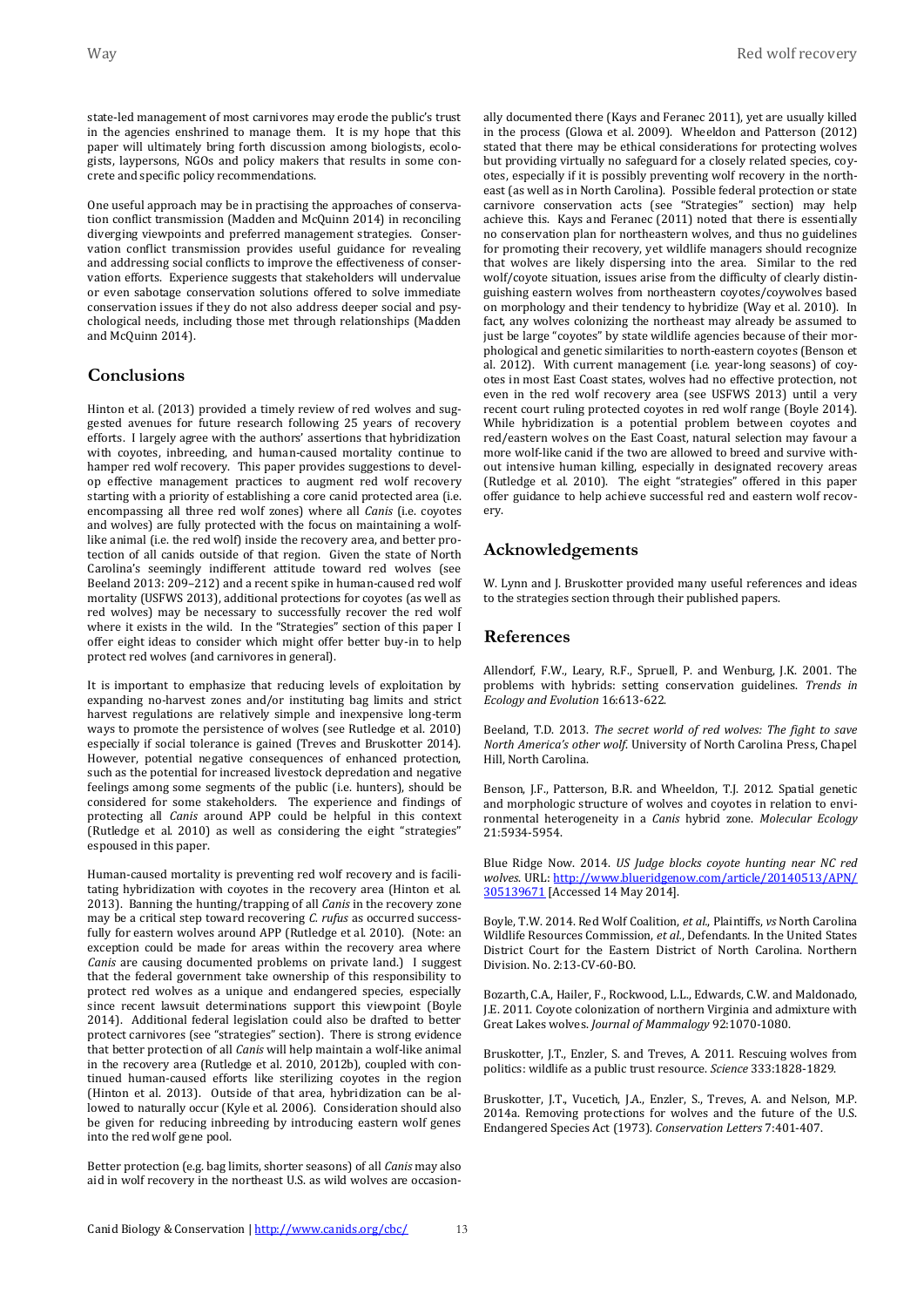state-led management of most carnivores may erode the public's trust in the agencies enshrined to manage them. It is my hope that this paper will ultimately bring forth discussion among biologists, ecologists, laypersons, NGOs and policy makers that results in some concrete and specific policy recommendations.

One useful approach may be in practising the approaches of conservation conflict transmission (Madden and McQuinn 2014) in reconciling diverging viewpoints and preferred management strategies. Conservation conflict transmission provides useful guidance for revealing and addressing social conflicts to improve the effectiveness of conservation efforts. Experience suggests that stakeholders will undervalue or even sabotage conservation solutions offered to solve immediate conservation issues if they do not also address deeper social and psychological needs, including those met through relationships (Madden and McQuinn 2014).

## Conclusions

Hinton et al. (2013) provided a timely review of red wolves and suggested avenues for future research following 25 years of recovery efforts. I largely agree with the authors' assertions that hybridization with coyotes, inbreeding, and human-caused mortality continue to hamper red wolf recovery. This paper provides suggestions to develop effective management practices to augment red wolf recovery starting with a priority of establishing a core canid protected area (i.e. encompassing all three red wolf zones) where all *Canis* (i.e. coyotes and wolves) are fully protected with the focus on maintaining a wolf-like animal (i.e. the red wolf) inside the recovery area, and better protection of all canids outside of that region. Given the state of North Carolina's seemingly indifferent attitude toward red wolves (see Beeland 2013: 209–212) and a recent spike in human-caused red wolf mortality (USFWS 2013), additional protections for coyotes (as well as red wolves) may be necessary to successfully recover the red wolf where it exists in the wild. In the "Strategies" section of this paper I offer eight ideas to consider which might offer better buy-in to help protect red wolves (and carnivores in general).

It is important to emphasize that reducing levels of exploitation by expanding no-harvest zones and/or instituting bag limits and strict harvest regulations are relatively simple and inexpensive long-term ways to promote the persistence of wolves (see Rutledge et al. 2010) especially if social tolerance is gained (Treves and Bruskotter 2014). However, potential negative consequences of enhanced protection, such as the potential for increased livestock depredation and negative feelings among some segments of the public (i.e. hunters), should be considered for some stakeholders. The experience and findings of protecting all *Canis* around APP could be helpful in this context (Rutledge et al. 2010) as well as considering the eight "strategies" espoused in this paper.

Human-caused mortality is preventing red wolf recovery and is facilitating hybridization with coyotes in the recovery area (Hinton et al. 2013). Banning the hunting/trapping of all *Canis* in the recovery zone may be a critical step toward recovering *C. rufus* as occurred successfully for eastern wolves around APP (Rutledge et al. 2010). (Note: an exception could be made for areas within the recovery area where *Canis* are causing documented problems on private land.) I suggest that the federal government take ownership of this responsibility to protect red wolves as a unique and endangered species, especially since recent lawsuit determinations support this viewpoint (Boyle 2014). Additional federal legislation could also be drafted to better protect carnivores (see "strategies" section). There is strong evidence that better protection of all *Canis* will help maintain a wolf-like animal in the recovery area (Rutledge et al. 2010, 2012b), coupled with continued human-caused efforts like sterilizing coyotes in the region (Hinton et al. 2013). Outside of that area, hybridization can be allowed to naturally occur (Kyle et al. 2006). Consideration should also be given for reducing inbreeding by introducing eastern wolf genes into the red wolf gene pool.

Better protection (e.g. bag limits, shorter seasons) of all *Canis* may also aid in wolf recovery in the northeast U.S. as wild wolves are occasionally documented there (Kays and Feranec 2011), yet are usually killed in the process (Glowa et al. 2009). Wheeldon and Patterson (2012) stated that there may be ethical considerations for protecting wolves but providing virtually no safeguard for a closely related species, coyotes, especially if it is possibly preventing wolf recovery in the northeast (as well as in North Carolina). Possible federal protection or state carnivore conservation acts (see "Strategies" section) may help achieve this. Kays and Feranec (2011) noted that there is essentially no conservation plan for northeastern wolves, and thus no guidelines for promoting their recovery, yet wildlife managers should recognize that wolves are likely dispersing into the area. Similar to the red wolf/coyote situation, issues arise from the difficulty of clearly distinguishing eastern wolves from northeastern coyotes/coywolves based on morphology and their tendency to hybridize (Way et al. 2010). In fact, any wolves colonizing the northeast may already be assumed to just be large "coyotes" by state wildlife agencies because of their morphological and genetic similarities to north-eastern coyotes (Benson et al. 2012). With current management (i.e. year-long seasons) of coyotes in most East Coast states, wolves had no effective protection, not even in the red wolf recovery area (see USFWS 2013) until a very recent court ruling protected coyotes in red wolf range (Boyle 2014). While hybridization is a potential problem between coyotes and red/eastern wolves on the East Coast, natural selection may favour a more wolf-like canid if the two are allowed to breed and survive without intensive human killing, especially in designated recovery areas (Rutledge et al. 2010). The eight "strategies" offered in this paper offer guidance to help achieve successful red and eastern wolf recovery.

## Acknowledgements

W. Lynn and J. Bruskotter provided many useful references and ideas to the strategies section through their published papers.

## References

Allendorf, F.W., Leary, R.F., Spruell, P. and Wenburg, J.K. 2001. The problems with hybrids: setting conservation guidelines. *Trends in Ecology and Evolution* 16:613-622.

Beeland, T.D. 2013. *The secret world of red wolves: The fight to save North America's other wolf*. University of North Carolina Press, Chapel Hill, North Carolina.

Benson, J.F., Patterson, B.R. and Wheeldon, T.J. 2012. Spatial genetic and morphologic structure of wolves and coyotes in relation to environmental heterogeneity in a *Canis* hybrid zone. *Molecular Ecology* 21:5934-5954.

Blue Ridge Now. 2014. *US Judge blocks coyote hunting near NC red wolves*. URL: http://www.blueridgenow.com/article/20140513/APN/305139671 [Accessed 14 May 2014].

Boyle, T.W. 2014. Red Wolf Coalition, *et al.*, Plaintiffs, *vs* North Carolina Wildlife Resources Commission, *et al.*, Defendants. In the United States District Court for the Eastern District of North Carolina. Northern Division. No. 2:13-CV-60-BO.

Bozarth, C.A., Hailer, F., Rockwood, L.L., Edwards, C.W. and Maldonado, J.E. 2011. Coyote colonization of northern Virginia and admixture with Great Lakes wolves. *Journal of Mammalogy* 92:1070-1080.

Bruskotter, J.T., Enzler, S. and Treves, A. 2011. Rescuing wolves from politics: wildlife as a public trust resource. *Science* 333:1828-1829.

Bruskotter, J.T., Vucetich, J.A., Enzler, S., Treves, A. and Nelson, M.P. 2014a. Removing protections for wolves and the future of the U.S. Endangered Species Act (1973). *Conservation Letters* 7:401-407.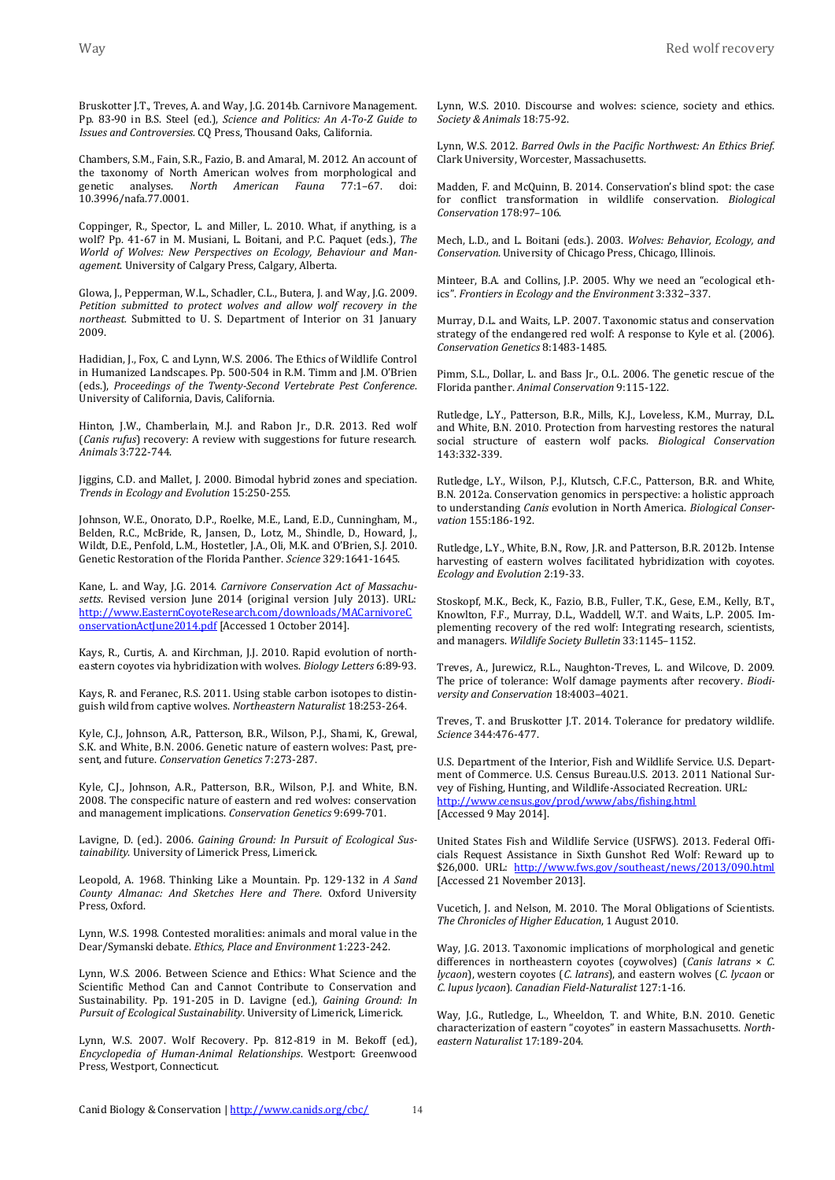Bruskotter J.T., Treves, A. and Way, J.G. 2014b. Carnivore Management. Pp. 83-90 in B.S. Steel (ed.), *Science and Politics: An A-To-Z Guide to Issues and Controversies*. CQ Press, Thousand Oaks, California.

Chambers, S.M., Fain, S.R., Fazio, B. and Amaral, M. 2012. An account of the taxonomy of North American wolves from morphological and genetic analyses. *North American Fauna* 77:1–67. doi: 10.3996/nafa.77.0001.

Coppinger, R., Spector, L. and Miller, L. 2010. What, if anything, is a wolf? Pp. 41-67 in M. Musiani, L. Boitani, and P.C. Paquet (eds.), *The World of Wolves: New Perspectives on Ecology, Behaviour and Management*. University of Calgary Press, Calgary, Alberta.

Glowa, J., Pepperman, W.L., Schadler, C.L., Butera, J. and Way, J.G. 2009. *Petition submitted to protect wolves and allow wolf recovery in the northeast*. Submitted to U. S. Department of Interior on 31 January 2009.

Hadidian, J., Fox, C. and Lynn, W.S. 2006. The Ethics of Wildlife Control in Humanized Landscapes. Pp. 500-504 in R.M. Timm and J.M. O'Brien (eds.), *Proceedings of the Twenty-Second Vertebrate Pest Conference*. University of California, Davis, California.

Hinton, J.W., Chamberlain, M.J. and Rabon Jr., D.R. 2013. Red wolf (*Canis rufus*) recovery: A review with suggestions for future research. *Animals* 3:722-744.

Jiggins, C.D. and Mallet, J. 2000. Bimodal hybrid zones and speciation. *Trends in Ecology and Evolution* 15:250-255.

Johnson, W.E., Onorato, D.P., Roelke, M.E., Land, E.D., Cunningham, M., Belden, R.C., McBride, R., Jansen, D., Lotz, M., Shindle, D., Howard, J., Wildt, D.E., Penfold, L.M., Hostetler, J.A., Oli, M.K. and O'Brien, S.J. 2010. Genetic Restoration of the Florida Panther. *Science* 329:1641-1645.

Kane, L. and Way, J.G. 2014. *Carnivore Conservation Act of Massachusetts*. Revised version June 2014 (original version July 2013). URL: http://www.EasternCoyoteResearch.com/downloads/MACarnivoreConservationActJune2014.pdf [Accessed 1 October 2014].

Kays, R., Curtis, A. and Kirchman, J.J. 2010. Rapid evolution of northeastern coyotes via hybridization with wolves. *Biology Letters* 6:89-93.

Kays, R. and Feranec, R.S. 2011. Using stable carbon isotopes to distinguish wild from captive wolves. *Northeastern Naturalist* 18:253-264.

Kyle, C.J., Johnson, A.R., Patterson, B.R., Wilson, P.J., Shami, K., Grewal, S.K. and White, B.N. 2006. Genetic nature of eastern wolves: Past, present, and future. *Conservation Genetics* 7:273-287.

Kyle, C.J., Johnson, A.R., Patterson, B.R., Wilson, P.J. and White, B.N. 2008. The conspecific nature of eastern and red wolves: conservation and management implications. *Conservation Genetics* 9:699-701.

Lavigne, D. (ed.). 2006. *Gaining Ground: In Pursuit of Ecological Sustainability*. University of Limerick Press, Limerick.

Leopold, A. 1968. Thinking Like a Mountain. Pp. 129-132 in *A Sand County Almanac: And Sketches Here and There*. Oxford University Press, Oxford.

Lynn, W.S. 1998. Contested moralities: animals and moral value in the Dear/Symanski debate. *Ethics, Place and Environment* 1:223-242.

Lynn, W.S. 2006. Between Science and Ethics: What Science and the Scientific Method Can and Cannot Contribute to Conservation and Sustainability. Pp. 191-205 in D. Lavigne (ed.), *Gaining Ground: In Pursuit of Ecological Sustainability*. University of Limerick, Limerick.

Lynn, W.S. 2007. Wolf Recovery. Pp. 812-819 in M. Bekoff (ed.), *Encyclopedia of Human-Animal Relationships*. Westport: Greenwood Press, Westport, Connecticut.

Lynn, W.S. 2010. Discourse and wolves: science, society and ethics. *Society & Animals* 18:75-92.

Lynn, W.S. 2012. *Barred Owls in the Pacific Northwest: An Ethics Brief.* Clark University, Worcester, Massachusetts.

Madden, F. and McQuinn, B. 2014. Conservation's blind spot: the case for conflict transformation in wildlife conservation. *Biological Conservation* 178:97–106.

Mech, L.D., and L. Boitani (eds.). 2003. *Wolves: Behavior, Ecology, and Conservation*. University of Chicago Press, Chicago, Illinois.

Minteer, B.A. and Collins, J.P. 2005. Why we need an "ecological ethics". *Frontiers in Ecology and the Environment* 3:332–337.

Murray, D.L. and Waits, L.P. 2007. Taxonomic status and conservation strategy of the endangered red wolf: A response to Kyle et al. (2006). *Conservation Genetics* 8:1483-1485.

Pimm, S.L., Dollar, L. and Bass Jr., O.L. 2006. The genetic rescue of the Florida panther. *Animal Conservation* 9:115-122.

Rutledge, L.Y., Patterson, B.R., Mills, K.J., Loveless, K.M., Murray, D.L. and White, B.N. 2010. Protection from harvesting restores the natural social structure of eastern wolf packs. *Biological Conservation* 143:332-339.

Rutledge, L.Y., Wilson, P.J., Klutsch, C.F.C., Patterson, B.R. and White, B.N. 2012a. Conservation genomics in perspective: a holistic approach to understanding *Canis* evolution in North America. *Biological Conservation* 155:186-192.

Rutledge, L.Y., White, B.N., Row, J.R. and Patterson, B.R. 2012b. Intense harvesting of eastern wolves facilitated hybridization with coyotes. *Ecology and Evolution* 2:19-33.

Stoskopf, M.K., Beck, K., Fazio, B.B., Fuller, T.K., Gese, E.M., Kelly, B.T., Knowlton, F.F., Murray, D.L., Waddell, W.T. and Waits, L.P. 2005. Implementing recovery of the red wolf: Integrating research, scientists, and managers. *Wildlife Society Bulletin* 33:1145–1152.

Treves, A., Jurewicz, R.L., Naughton-Treves, L. and Wilcove, D. 2009. The price of tolerance: Wolf damage payments after recovery. *Biodiversity and Conservation* 18:4003–4021.

Treves, T. and Bruskotter J.T. 2014. Tolerance for predatory wildlife. *Science* 344:476-477.

U.S. Department of the Interior, Fish and Wildlife Service. U.S. Department of Commerce. U.S. Census Bureau.U.S. 2013. 2011 National Survey of Fishing, Hunting, and Wildlife-Associated Recreation. URL: http://www.census.gov/prod/www/abs/fishing.html [Accessed 9 May 2014].

United States Fish and Wildlife Service (USFWS). 2013. Federal Officials Request Assistance in Sixth Gunshot Red Wolf: Reward up to $26,000. URL: http://www.fws.gov/southeast/news/2013/090.html [Accessed 21 November 2013].

Vucetich, J. and Nelson, M. 2010. The Moral Obligations of Scientists. *The Chronicles of Higher Education*, 1 August 2010.

Way, J.G. 2013. Taxonomic implications of morphological and genetic differences in northeastern coyotes (coywolves) (*Canis latrans* × *C. lycaon*), western coyotes (*C. latrans*), and eastern wolves (*C. lycaon* or *C. lupus lycaon*). *Canadian Field-Naturalist* 127:1-16.

Way, J.G., Rutledge, L., Wheeldon, T. and White, B.N. 2010. Genetic characterization of eastern "coyotes" in eastern Massachusetts. *Northeastern Naturalist* 17:189-204.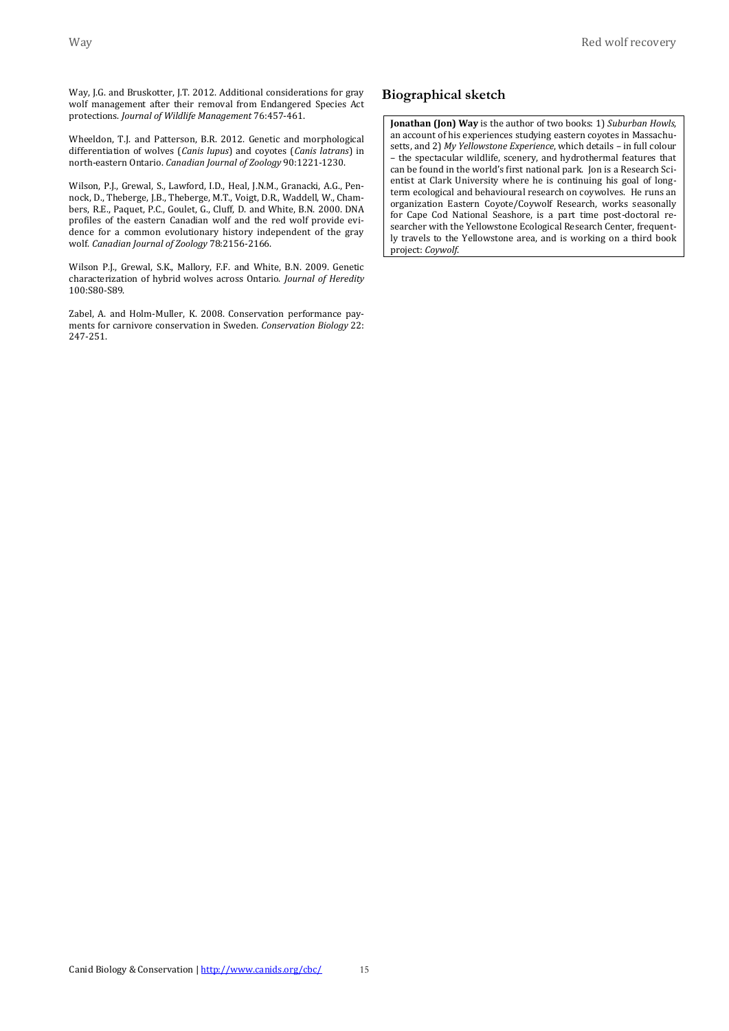Way, J.G. and Bruskotter, J.T. 2012. Additional considerations for gray wolf management after their removal from Endangered Species Act protections. *Journal of Wildlife Management* 76:457-461.

Wheeldon, T.J. and Patterson, B.R. 2012. Genetic and morphological differentiation of wolves (*Canis lupus*) and coyotes (*Canis latrans*) in north-eastern Ontario. *Canadian Journal of Zoology* 90:1221-1230.

Wilson, P.J., Grewal, S., Lawford, I.D., Heal, J.N.M., Granacki, A.G., Pennock, D., Theberge, J.B., Theberge, M.T., Voigt, D.R., Waddell, W., Chambers, R.E., Paquet, P.C., Goulet, G., Cluff, D. and White, B.N. 2000. DNA profiles of the eastern Canadian wolf and the red wolf provide evidence for a common evolutionary history independent of the gray wolf. *Canadian Journal of Zoology* 78:2156-2166.

Wilson P.J., Grewal, S.K., Mallory, F.F. and White, B.N. 2009. Genetic characterization of hybrid wolves across Ontario. *Journal of Heredity* 100:S80-S89.

Zabel, A. and Holm-Muller, K. 2008. Conservation performance payments for carnivore conservation in Sweden. *Conservation Biology* 22: 247-251.

## Biographical sketch

**Jonathan (Jon) Way** is the author of two books: 1) *Suburban Howls*, an account of his experiences studying eastern coyotes in Massachusetts, and 2) *My Yellowstone Experience*, which details – in full colour – the spectacular wildlife, scenery, and hydrothermal features that can be found in the world's first national park. Jon is a Research Scientist at Clark University where he is continuing his goal of long-term ecological and behavioural research on coywolves. He runs an organization Eastern Coyote/Coywolf Research, works seasonally for Cape Cod National Seashore, is a part time post-doctoral researcher with the Yellowstone Ecological Research Center, frequently travels to the Yellowstone area, and is working on a third book project: *Coywolf*.